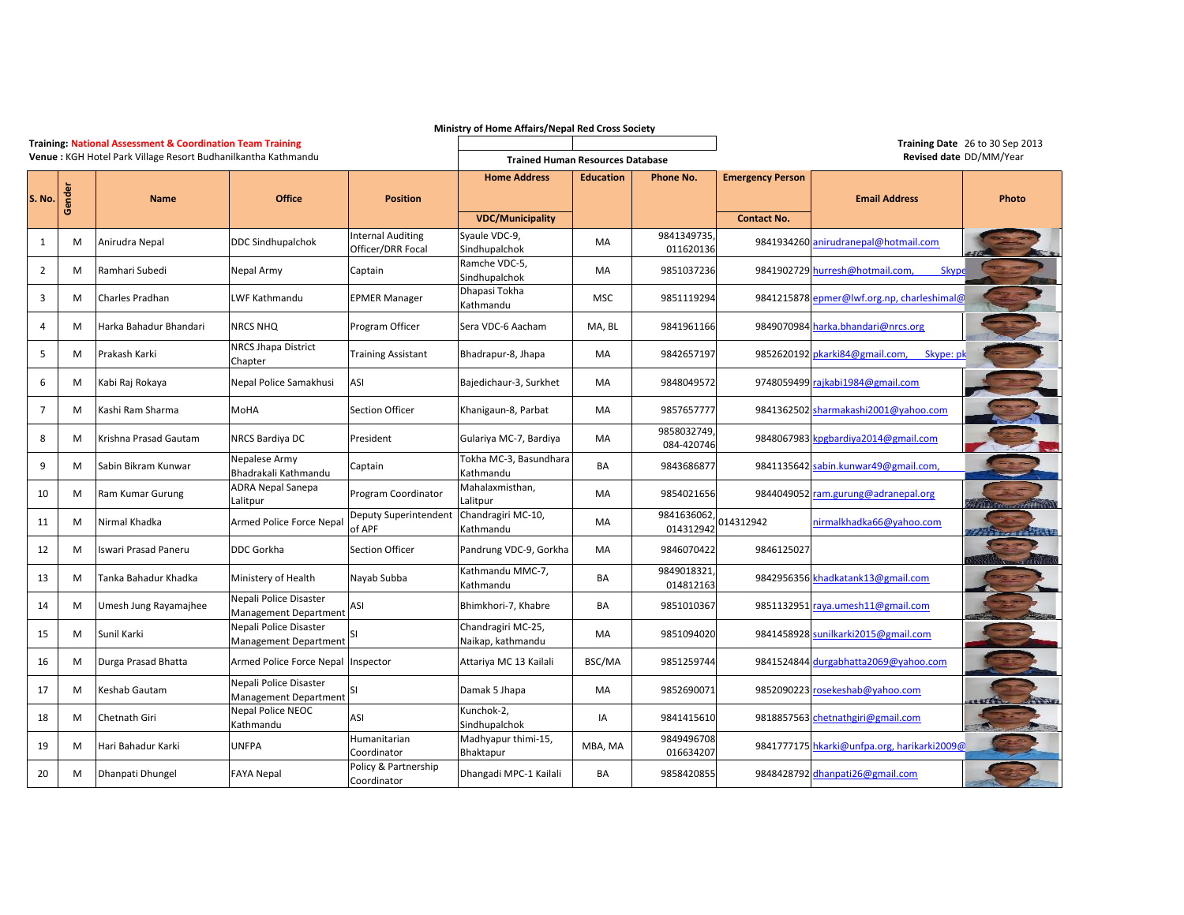**Ministry of Home Affairs/Nepal Red Cross Society**

**Training: National Assessment & Coordination Team Training**
**Venue :** KGH Hotel Park Village Resort Budhanilkantha Kathmandu

**Trained Human Resources Database**

**Training Date** 26 to 30 Sep 2013
**Revised date** DD/MM/Year

| S. No. | Gender | Name | Office | Position | Home Address VDC/Municipality | Education | Phone No. | Emergency Person Contact No. | Email Address | Photo |
|---|---|---|---|---|---|---|---|---|---|---|
| 1 | M | Anirudra Nepal | DDC Sindhupalchok | Internal Auditing Officer/DRR Focal | Syaule VDC-9, Sindhupalchok | MA | 9841349735, 011620136 | 9841934260 | anirudranepal@hotmail.com | |
| 2 | M | Ramhari Subedi | Nepal Army | Captain | Ramche VDC-5, Sindhupalchok | MA | 9851037236 | 9841902729 | hurresh@hotmail.com, Skype | |
| 3 | M | Charles Pradhan | LWF Kathmandu | EPMER Manager | Dhapasi Tokha Kathmandu | MSC | 9851119294 | 9841215878 | epmer@lwf.org.np, charleshimal@ | |
| 4 | M | Harka Bahadur Bhandari | NRCS NHQ | Program Officer | Sera VDC-6 Aacham | MA, BL | 9841961166 | 9849070984 | harka.bhandari@nrcs.org | |
| 5 | M | Prakash Karki | NRCS Jhapa District Chapter | Training Assistant | Bhadrapur-8, Jhapa | MA | 9842657197 | 9852620192 | pkarki84@gmail.com, Skype: pk | |
| 6 | M | Kabi Raj Rokaya | Nepal Police Samakhusi | ASI | Bajedichaur-3, Surkhet | MA | 9848049572 | 9748059499 | rajkabi1984@gmail.com | |
| 7 | M | Kashi Ram Sharma | MoHA | Section Officer | Khanigaun-8, Parbat | MA | 9857657777 | 9841362502 | sharmakashi2001@yahoo.com | |
| 8 | M | Krishna Prasad Gautam | NRCS Bardiya DC | President | Gulariya MC-7, Bardiya | MA | 9858032749, 084-420746 | 9848067983 | kpgbardiya2014@gmail.com | |
| 9 | M | Sabin Bikram Kunwar | Nepalese Army Bhadrakali Kathmandu | Captain | Tokha MC-3, Basundhara Kathmandu | BA | 9843686877 | 9841135642 | sabin.kunwar49@gmail.com, | |
| 10 | M | Ram Kumar Gurung | ADRA Nepal Sanepa Lalitpur | Program Coordinator | Mahalaxmisthan, Lalitpur | MA | 9854021656 | 9844049052 | ram.gurung@adranepal.org | |
| 11 | M | Nirmal Khadka | Armed Police Force Nepal | Deputy Superintendent of APF | Chandragiri MC-10, Kathmandu | MA | 9841636062, 014312942 | 014312942 | nirmalkhadka66@yahoo.com | |
| 12 | M | Iswari Prasad Paneru | DDC Gorkha | Section Officer | Pandrung VDC-9, Gorkha | MA | 9846070422 | 9846125027 | | |
| 13 | M | Tanka Bahadur Khadka | Ministry of Health | Nayab Subba | Kathmandu MMC-7, Kathmandu | BA | 9849018321, 014812163 | 9842956356 | khadkatank13@gmail.com | |
| 14 | M | Umesh Jung Rayamajhee | Nepali Police Disaster Management Department | ASI | Bhimkhori-7, Khabre | BA | 9851010367 | 9851132951 | raya.umesh11@gmail.com | |
| 15 | M | Sunil Karki | Nepali Police Disaster Management Department | SI | Chandragiri MC-25, Naikap, kathmandu | MA | 9851094020 | 9841458928 | sunilkarki2015@gmail.com | |
| 16 | M | Durga Prasad Bhatta | Armed Police Force Nepal | Inspector | Attariya MC 13 Kailali | BSC/MA | 9851259744 | 9841524844 | durgabhatta2069@yahoo.com | |
| 17 | M | Keshab Gautam | Nepali Police Disaster Management Department | SI | Damak 5 Jhapa | MA | 9852690071 | 9852090223 | rosekeshab@yahoo.com | |
| 18 | M | Chetnath Giri | Nepal Police NEOC Kathmandu | ASI | Kunchok-2, Sindhupalchok | IA | 9841415610 | 9818857563 | chetnathgiri@gmail.com | |
| 19 | M | Hari Bahadur Karki | UNFPA | Humanitarian Coordinator | Madhyapur thimi-15, Bhaktapur | MBA, MA | 9849496708 016634207 | 9841777175 | hkarki@unfpa.org, harikarki2009@ | |
| 20 | M | Dhanpati Dhungel | FAYA Nepal | Policy & Partnership Coordinator | Dhangadi MPC-1 Kailali | BA | 9858420855 | 9848428792 | dhanpati26@gmail.com | |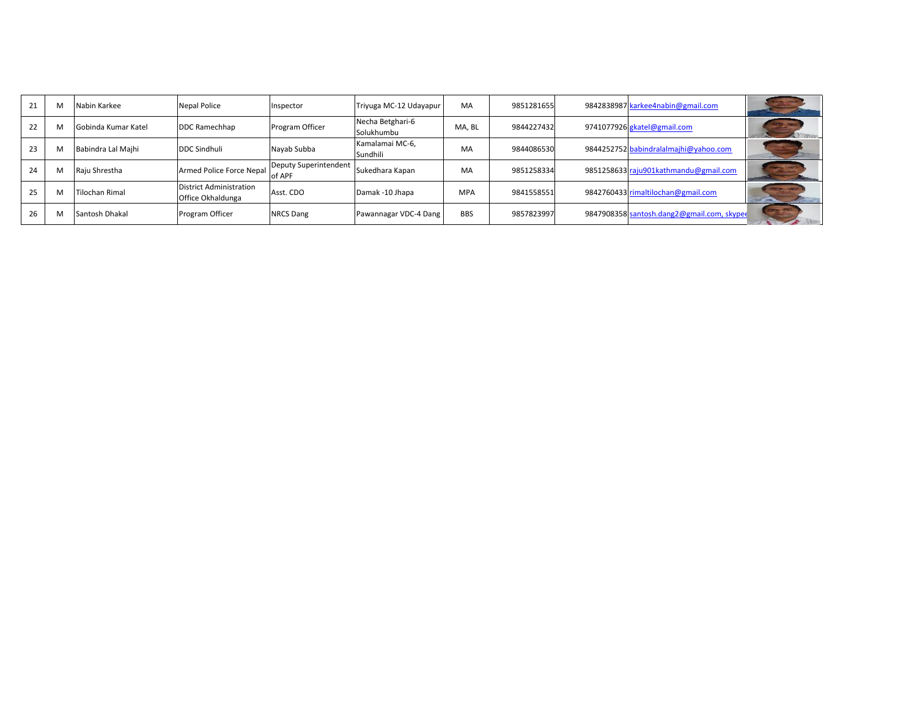| | | | | | | | | | | |
|---|---|---|---|---|---|---|---|---|---|---|
| 21 | M | Nabin Karkee | Nepal Police | Inspector | Triyuga MC-12 Udayapur | MA | 9851281655 | 9842838987 | karkee4nabin@gmail.com | |
| 22 | M | Gobinda Kumar Katel | DDC Ramechhap | Program Officer | Necha Betghari-6 Solukhumbu | MA, BL | 9844227432 | 9741077926 | gkatel@gmail.com | |
| 23 | M | Babindra Lal Majhi | DDC Sindhuli | Nayab Subba | Kamalamai MC-6, Sundhili | MA | 9844086530 | 9844252752 | babindralalmajhi@yahoo.com | |
| 24 | M | Raju Shrestha | Armed Police Force Nepal | Deputy Superintendent of APF | Sukedhara Kapan | MA | 9851258334 | 9851258633 | raju901kathmandu@gmail.com | |
| 25 | M | Tilochan Rimal | District Administration Office Okhaldunga | Asst. CDO | Damak -10 Jhapa | MPA | 9841558551 | 9842760433 | rimaltilochan@gmail.com | |
| 26 | M | Santosh Dhakal | Program Officer | NRCS Dang | Pawannagar VDC-4 Dang | BBS | 9857823997 | 9847908358 | santosh.dang2@gmail.com, skype | |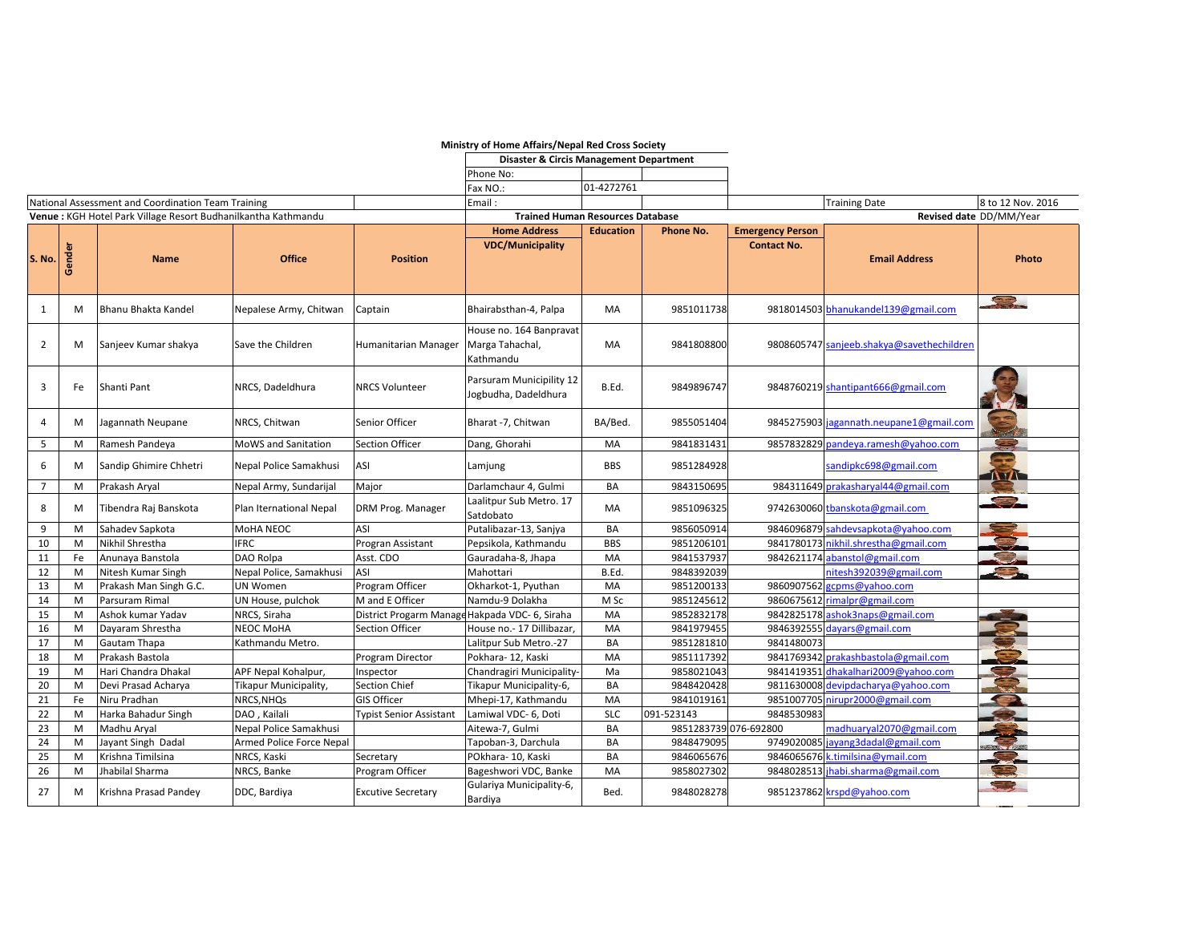**Ministry of Home Affairs/Nepal Red Cross Society**

**Disaster & Circis Management Department**

Phone No:

Fax NO.: 01-4272761

Email :

National Assessment and Coordination Team Training

**Venue :** KGH Hotel Park Village Resort Budhanilkantha Kathmandu

**Trained Human Resources Database**

Training Date: 8 to 12 Nov. 2016

**Revised date** DD/MM/Year

| S. No. | Gender | Name | Office | Position | Home Address VDC/Municipality | Education | Phone No. | Emergency Person Contact No. | Email Address | Photo |
|---|---|---|---|---|---|---|---|---|---|---|
| 1 | M | Bhanu Bhakta Kandel | Nepalese Army, Chitwan | Captain | Bhairabsthan-4, Palpa | MA | 9851011738 | 9818014503 | bhanukandel139@gmail.com | |
| 2 | M | Sanjeev Kumar shakya | Save the Children | Humanitarian Manager | House no. 164 Banpravat Marga Tahachal, Kathmandu | MA | 9841808800 | 9808605747 | sanjeeb.shakya@savethechildren | |
| 3 | Fe | Shanti Pant | NRCS, Dadeldhura | NRCS Volunteer | Parsuram Municipality 12 Jogbudha, Dadeldhura | B.Ed. | 9849896747 | 9848760219 | shantipant666@gmail.com | |
| 4 | M | Jagannath Neupane | NRCS, Chitwan | Senior Officer | Bharat -7, Chitwan | BA/Bed. | 9855051404 | 9845275903 | jagannath.neupane1@gmail.com | |
| 5 | M | Ramesh Pandeya | MoWS and Sanitation | Section Officer | Dang, Ghorahi | MA | 9841831431 | 9857832829 | pandeya.ramesh@yahoo.com | |
| 6 | M | Sandip Ghimire Chhetri | Nepal Police Samakhusi | ASI | Lamjung | BBS | 9851284928 | | sandipkc698@gmail.com | |
| 7 | M | Prakash Aryal | Nepal Army, Sundarijal | Major | Darlamchaur 4, Gulmi | BA | 9843150695 | 984311649 | prakasharyal44@gmail.com | |
| 8 | M | Tibendra Raj Banskota | Plan International Nepal | DRM Prog. Manager | Laalitpur Sub Metro. 17 Satdobato | MA | 9851096325 | 9742630060 | tbanskota@gmail.com | |
| 9 | M | Sahadev Sapkota | MoHA NEOC | ASI | Putalibazar-13, Sanjya | BA | 9856050914 | 9846096879 | sahdevsapkota@yahoo.com | |
| 10 | M | Nikhil Shrestha | IFRC | Progran Assistant | Pepsikola, Kathmandu | BBS | 9851206101 | 9841780173 | nikhil.shrestha@gmail.com | |
| 11 | Fe | Anunaya Banstola | DAO Rolpa | Asst. CDO | Gauradaha-8, Jhapa | MA | 9841537937 | 9842621174 | abanstol@gmail.com | |
| 12 | M | Nitesh Kumar Singh | Nepal Police, Samakhusi | ASI | Mahottari | B.Ed. | 9848392039 | | nitesh392039@gmail.com | |
| 13 | M | Prakash Man Singh G.C. | UN Women | Program Officer | Okharkot-1, Pyuthan | MA | 9851200133 | 9860907562 | gcpms@yahoo.com | |
| 14 | M | Parsuram Rimal | UN House, pulchok | M and E Officer | Namdu-9 Dolakha | M Sc | 9851245612 | 9860675612 | rimalpr@gmail.com | |
| 15 | M | Ashok kumar Yadav | NRCS, Siraha | District Progarm Manage | Hakpada VDC- 6, Siraha | MA | 9852832178 | 9842825178 | ashok3naps@gmail.com | |
| 16 | M | Dayaram Shrestha | NEOC MoHA | Section Officer | House no.- 17 Dillibazar, | MA | 9841979455 | 9846392555 | dayars@gmail.com | |
| 17 | M | Gautam Thapa | Kathmandu Metro. | | Lalitpur Sub Metro.-27 | BA | 9851281810 | 9841480073 | | |
| 18 | M | Prakash Bastola | | Program Director | Pokhara- 12, Kaski | MA | 9851117392 | 9841769342 | prakashbastola@gmail.com | |
| 19 | M | Hari Chandra Dhakal | APF Nepal Kohalpur, | Inspector | Chandragiri Municipality- | Ma | 9858021043 | 9841419351 | dhakalhari2009@yahoo.com | |
| 20 | M | Devi Prasad Acharya | Tikapur Municipality, | Section Chief | Tikapur Municipality-6, | BA | 9848420428 | 9811630008 | devipdcharya@yahoo.com | |
| 21 | Fe | Niru Pradhan | NRCS,NHQs | GIS Officer | Mhepi-17, Kathmandu | MA | 9841019161 | 9851007705 | nirupr2000@gmail.com | |
| 22 | M | Harka Bahadur Singh | DAO , Kailali | Typist Senior Assistant | Lamiwal VDC- 6, Doti | SLC | 091-523143 | 9848530983 | | |
| 23 | M | Madhu Aryal | Nepal Police Samakhusi | | Aitewa-7, Gulmi | BA | 9851283739 | 076-692800 | madhuaryal2070@gmail.com | |
| 24 | M | Jayant Singh Dadal | Armed Police Force Nepal | | Tapoban-3, Darchula | BA | 9848479095 | 9749020085 | jayang3dadal@gmail.com | |
| 25 | M | Krishna Timilsina | NRCS, Kaski | Secretary | POkhara- 10, Kaski | BA | 9846065676 | 9846065676 | k.timilsina@ymail.com | |
| 26 | M | Jhabilal Sharma | NRCS, Banke | Program Officer | Bageshwori VDC, Banke | MA | 9858027302 | 9848028513 | jhabi.sharma@gmail.com | |
| 27 | M | Krishna Prasad Pandey | DDC, Bardiya | Excutive Secretary | Gulariya Municipality-6, Bardiya | Bed. | 9848028278 | 9851237862 | krspd@yahoo.com | |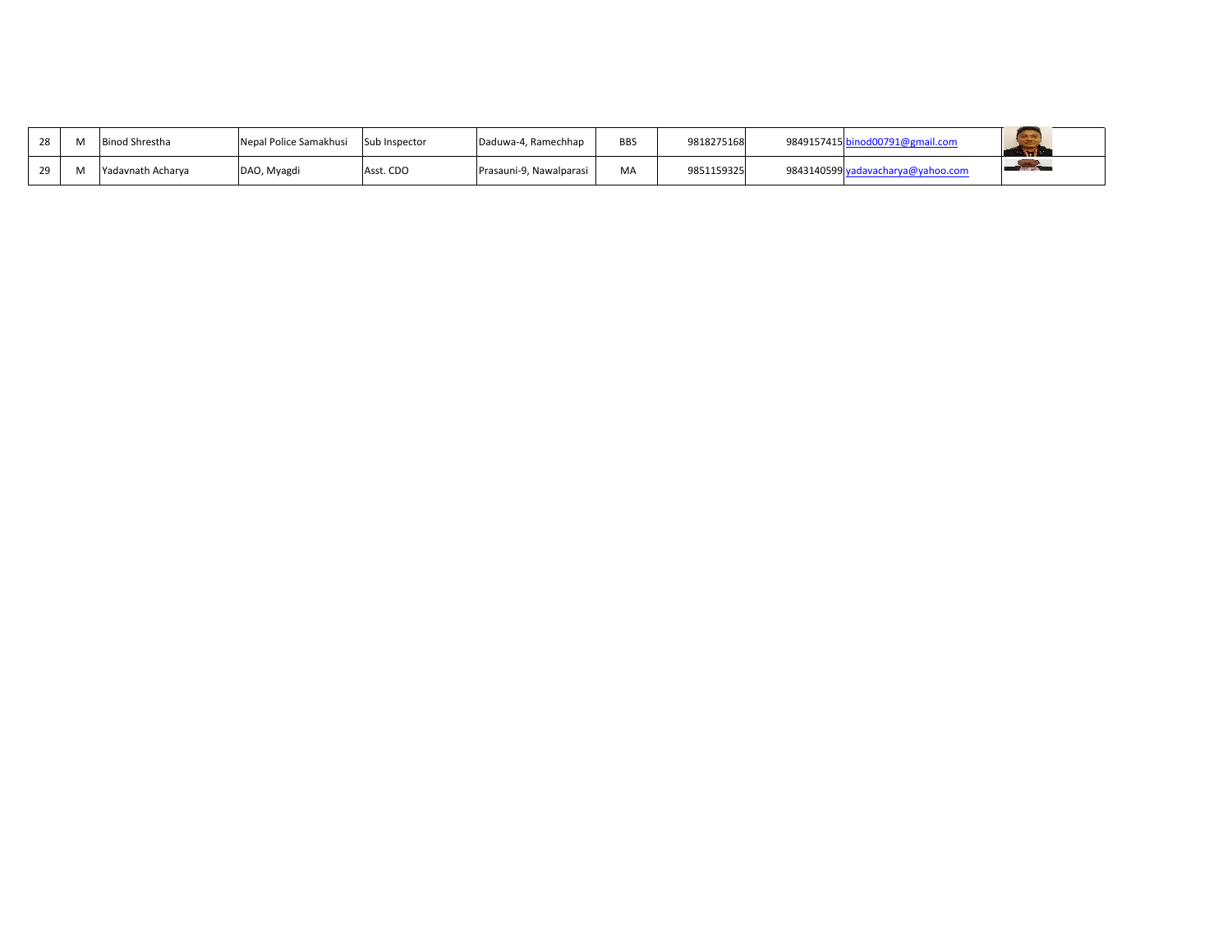| | | | | | | | | | | |
|---|---|---|---|---|---|---|---|---|---|---|
| 28 | M | Binod Shrestha | Nepal Police Samakhusi | Sub Inspector | Daduwa-4, Ramechhap | BBS | 9818275168 | 9849157415 | binod00791@gmail.com | |
| 29 | M | Yadavnath Acharya | DAO, Myagdi | Asst. CDO | Prasauni-9, Nawalparasi | MA | 9851159325 | 9843140599 | yadavacharya@yahoo.com | |